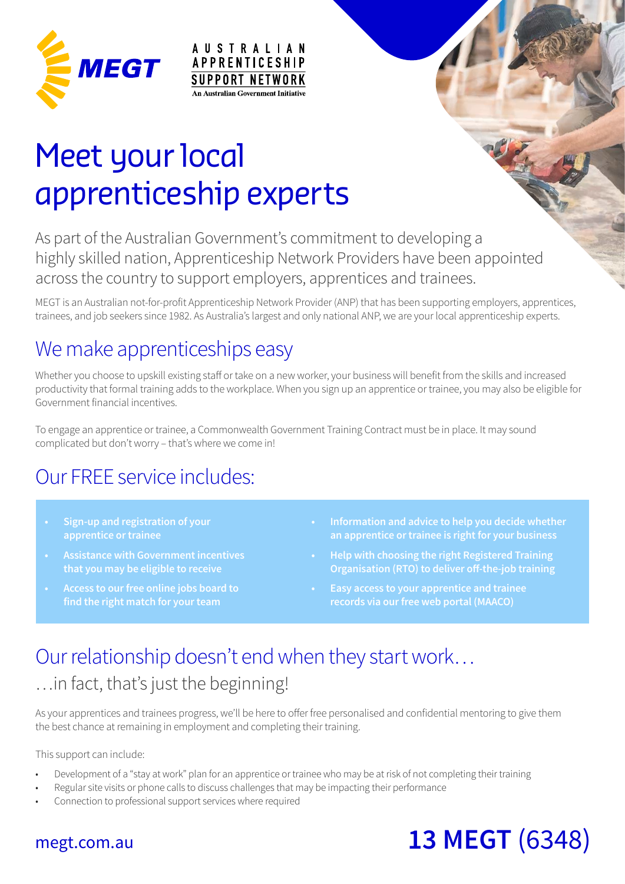MEGT

AUSTRALIAN APPRENTICESHIP SUPPORT NETWORK
An Australian Government Initiative

# Meet your local apprenticeship experts

As part of the Australian Government's commitment to developing a highly skilled nation, Apprenticeship Network Providers have been appointed across the country to support employers, apprentices and trainees.

MEGT is an Australian not-for-profit Apprenticeship Network Provider (ANP) that has been supporting employers, apprentices, trainees, and job seekers since 1982. As Australia's largest and only national ANP, we are your local apprenticeship experts.

## We make apprenticeships easy

Whether you choose to upskill existing staff or take on a new worker, your business will benefit from the skills and increased productivity that formal training adds to the workplace. When you sign up an apprentice or trainee, you may also be eligible for Government financial incentives.

To engage an apprentice or trainee, a Commonwealth Government Training Contract must be in place. It may sound complicated but don't worry – that's where we come in!

## Our FREE service includes:

- **Sign-up and registration of your apprentice or trainee**
- **Assistance with Government incentives that you may be eligible to receive**
- **Access to our free online jobs board to find the right match for your team**
- **Information and advice to help you decide whether an apprentice or trainee is right for your business**
- **Help with choosing the right Registered Training Organisation (RTO) to deliver off-the-job training**
- **Easy access to your apprentice and trainee records via our free web portal (MAACO)**

## Our relationship doesn't end when they start work…

### …in fact, that's just the beginning!

As your apprentices and trainees progress, we'll be here to offer free personalised and confidential mentoring to give them the best chance at remaining in employment and completing their training.

This support can include:

- Development of a "stay at work" plan for an apprentice or trainee who may be at risk of not completing their training
- Regular site visits or phone calls to discuss challenges that may be impacting their performance
- Connection to professional support services where required

megt.com.au

**13 MEGT** (6348)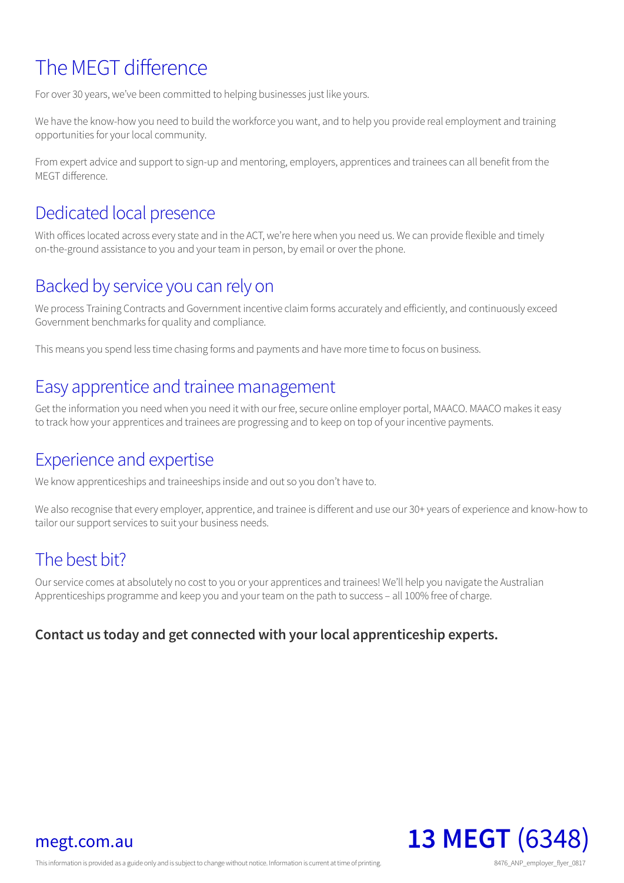# The MEGT difference

For over 30 years, we've been committed to helping businesses just like yours.

We have the know-how you need to build the workforce you want, and to help you provide real employment and training opportunities for your local community.

From expert advice and support to sign-up and mentoring, employers, apprentices and trainees can all benefit from the MEGT difference.

## Dedicated local presence

With offices located across every state and in the ACT, we're here when you need us. We can provide flexible and timely on-the-ground assistance to you and your team in person, by email or over the phone.

## Backed by service you can rely on

We process Training Contracts and Government incentive claim forms accurately and efficiently, and continuously exceed Government benchmarks for quality and compliance.

This means you spend less time chasing forms and payments and have more time to focus on business.

## Easy apprentice and trainee management

Get the information you need when you need it with our free, secure online employer portal, MAACO. MAACO makes it easy to track how your apprentices and trainees are progressing and to keep on top of your incentive payments.

## Experience and expertise

We know apprenticeships and traineeships inside and out so you don't have to.

We also recognise that every employer, apprentice, and trainee is different and use our 30+ years of experience and know-how to tailor our support services to suit your business needs.

## The best bit?

Our service comes at absolutely no cost to you or your apprentices and trainees! We'll help you navigate the Australian Apprenticeships programme and keep you and your team on the path to success – all 100% free of charge.

**Contact us today and get connected with your local apprenticeship experts.**

megt.com.au

**13 MEGT** (6348)

This information is provided as a guide only and is subject to change without notice. Information is current at time of printing.

8476_ANP_employer_flyer_0817